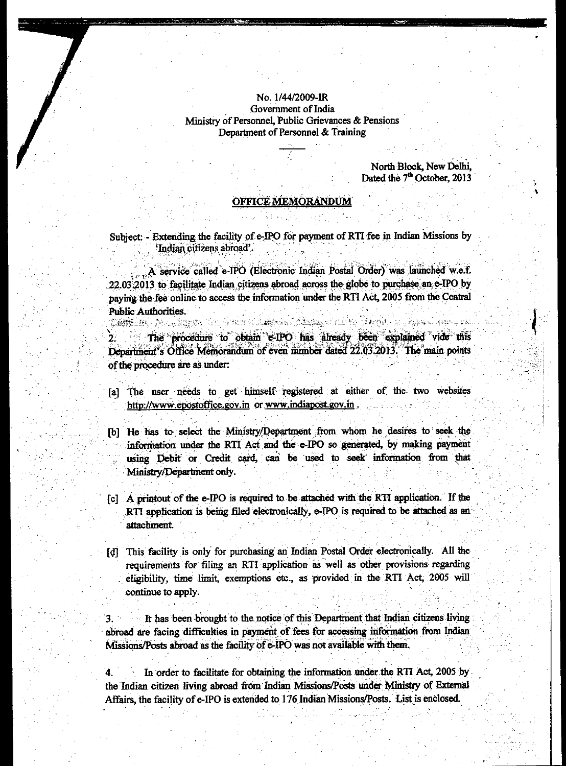No. 1/44/2009-IR
Government of India
Ministry of Personnel, Public Grievances & Pensions
Department of Personnel & Training

North Block, New Delhi,
Dated the 7th October, 2013

# OFFICE MEMORANDUM

Subject: - Extending the facility of e-IPO for payment of RTI fee in Indian Missions by 'Indian citizens abroad'.

A service called e-IPO (Electronic Indian Postal Order) was launched w.e.f. 22.03.2013 to facilitate Indian citizens abroad across the globe to purchase an e-IPO by paying the fee online to access the information under the RTI Act, 2005 from the Central Public Authorities.

2. The procedure to obtain e-IPO has already been explained vide this Department's Office Memorandum of even number dated 22.03.2013. The main points of the procedure are as under:

[a] The user needs to get himself registered at either of the two websites http://www.epostoffice.gov.in or www.indiapost.gov.in.

[b] He has to select the Ministry/Department from whom he desires to seek the information under the RTI Act and the e-IPO so generated, by making payment using Debit or Credit card, can be used to seek information from that Ministry/Department only.

[c] A printout of the e-IPO is required to be attached with the RTI application. If the RTI application is being filed electronically, e-IPO is required to be attached as an attachment.

[d] This facility is only for purchasing an Indian Postal Order electronically. All the requirements for filing an RTI application as well as other provisions regarding eligibility, time limit, exemptions etc., as provided in the RTI Act, 2005 will continue to apply.

3. It has been brought to the notice of this Department that Indian citizens living abroad are facing difficulties in payment of fees for accessing information from Indian Missions/Posts abroad as the facility of e-IPO was not available with them.

4. In order to facilitate for obtaining the information under the RTI Act, 2005 by the Indian citizen living abroad from Indian Missions/Posts under Ministry of External Affairs, the facility of e-IPO is extended to 176 Indian Missions/Posts. List is enclosed.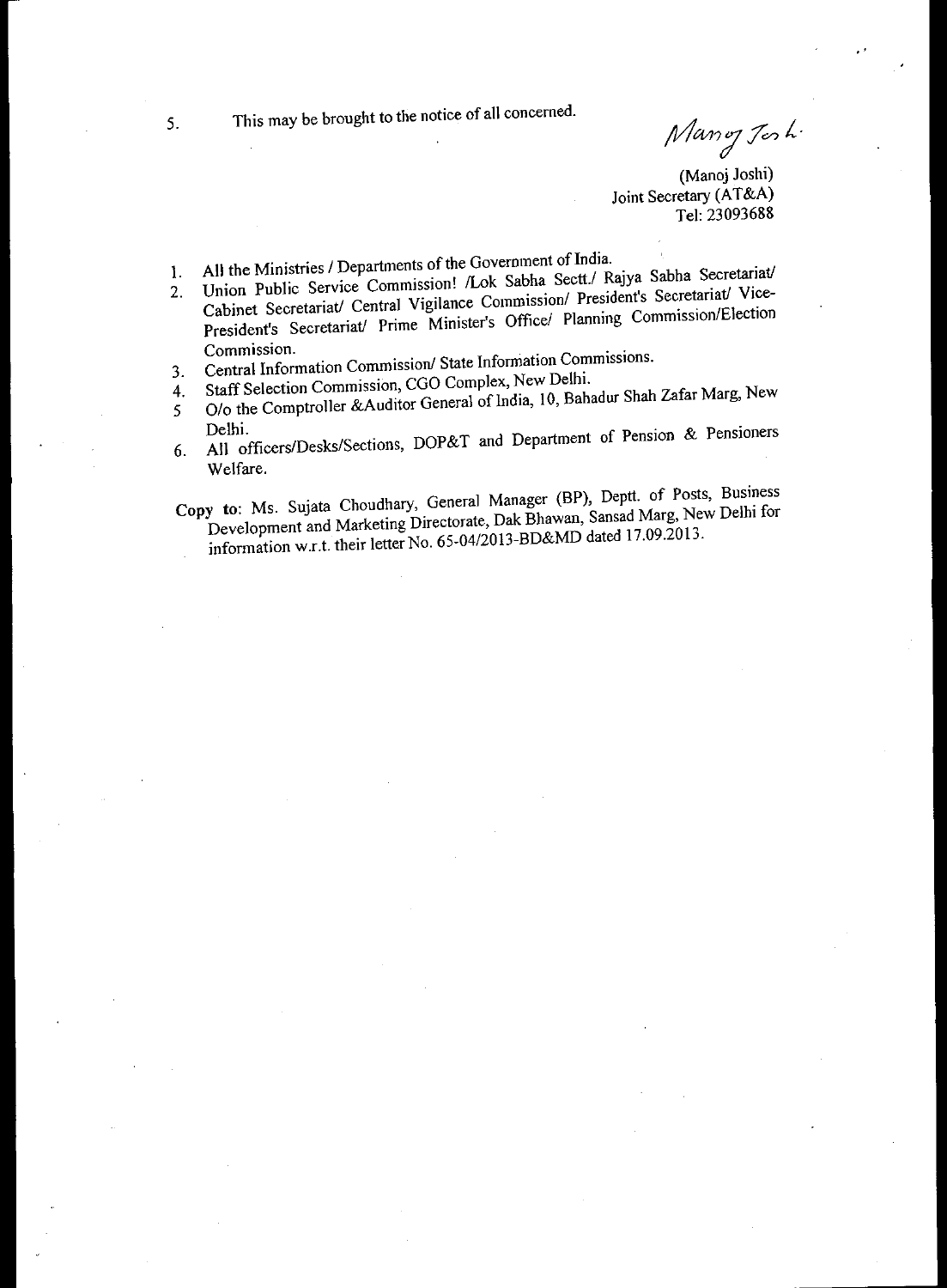5. This may be brought to the notice of all concerned.

Manoj Joshi

(Manoj Joshi)
Joint Secretary (AT&A)
Tel: 23093688

1. All the Ministries / Departments of the Government of India.
2. Union Public Service Commission! /Lok Sabha Sectt./ Rajya Sabha Secretariat/ Cabinet Secretariat/ Central Vigilance Commission/ President's Secretariat/ Vice-President's Secretariat/ Prime Minister's Office/ Planning Commission/Election Commission.
3. Central Information Commission/ State Information Commissions.
4. Staff Selection Commission, CGO Complex, New Delhi.
5. O/o the Comptroller &Auditor General of India, 10, Bahadur Shah Zafar Marg, New Delhi.
6. All officers/Desks/Sections, DOP&T and Department of Pension & Pensioners Welfare.

**Copy to**: Ms. Sujata Choudhary, General Manager (BP), Deptt. of Posts, Business Development and Marketing Directorate, Dak Bhawan, Sansad Marg, New Delhi for information w.r.t. their letter No. 65-04/2013-BD&MD dated 17.09.2013.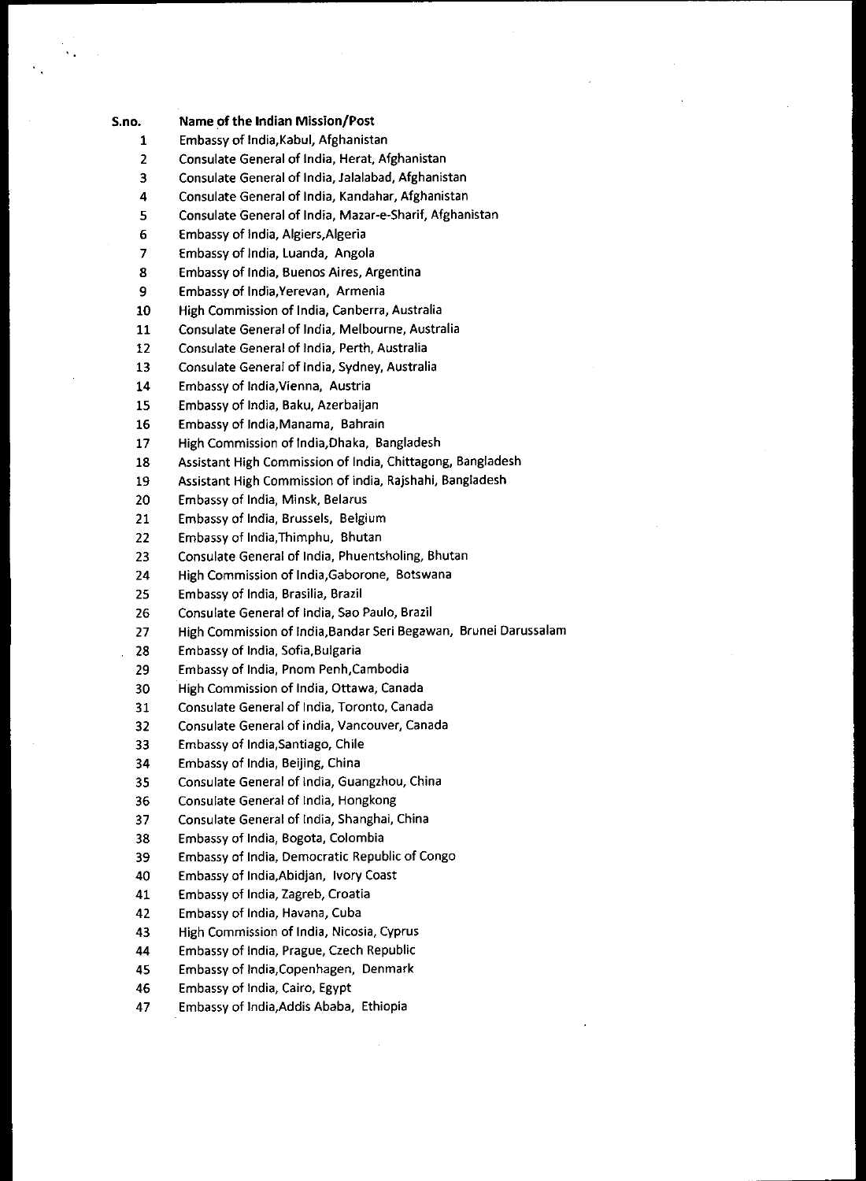| S.no. | Name of the Indian Mission/Post |
| --- | --- |
| 1 | Embassy of India,Kabul, Afghanistan |
| 2 | Consulate General of India, Herat, Afghanistan |
| 3 | Consulate General of India, Jalalabad, Afghanistan |
| 4 | Consulate General of India, Kandahar, Afghanistan |
| 5 | Consulate General of India, Mazar-e-Sharif, Afghanistan |
| 6 | Embassy of India, Algiers,Algeria |
| 7 | Embassy of India, Luanda, Angola |
| 8 | Embassy of India, Buenos Aires, Argentina |
| 9 | Embassy of India,Yerevan, Armenia |
| 10 | High Commission of India, Canberra, Australia |
| 11 | Consulate General of India, Melbourne, Australia |
| 12 | Consulate General of India, Perth, Australia |
| 13 | Consulate General of India, Sydney, Australia |
| 14 | Embassy of India,Vienna, Austria |
| 15 | Embassy of India, Baku, Azerbaijan |
| 16 | Embassy of India,Manama, Bahrain |
| 17 | High Commission of India,Dhaka, Bangladesh |
| 18 | Assistant High Commission of India, Chittagong, Bangladesh |
| 19 | Assistant High Commission of india, Rajshahi, Bangladesh |
| 20 | Embassy of India, Minsk, Belarus |
| 21 | Embassy of India, Brussels, Belgium |
| 22 | Embassy of India,Thimphu, Bhutan |
| 23 | Consulate General of India, Phuentsholing, Bhutan |
| 24 | High Commission of India,Gaborone, Botswana |
| 25 | Embassy of India, Brasilia, Brazil |
| 26 | Consulate General of India, Sao Paulo, Brazil |
| 27 | High Commission of India,Bandar Seri Begawan, Brunei Darussalam |
| 28 | Embassy of India, Sofia,Bulgaria |
| 29 | Embassy of India, Pnom Penh,Cambodia |
| 30 | High Commission of India, Ottawa, Canada |
| 31 | Consulate General of India, Toronto, Canada |
| 32 | Consulate General of india, Vancouver, Canada |
| 33 | Embassy of India,Santiago, Chile |
| 34 | Embassy of India, Beijing, China |
| 35 | Consulate General of India, Guangzhou, China |
| 36 | Consulate General of India, Hongkong |
| 37 | Consulate General of India, Shanghai, China |
| 38 | Embassy of India, Bogota, Colombia |
| 39 | Embassy of India, Democratic Republic of Congo |
| 40 | Embassy of India,Abidjan, Ivory Coast |
| 41 | Embassy of India, Zagreb, Croatia |
| 42 | Embassy of India, Havana, Cuba |
| 43 | High Commission of India, Nicosia, Cyprus |
| 44 | Embassy of India, Prague, Czech Republic |
| 45 | Embassy of India,Copenhagen, Denmark |
| 46 | Embassy of India, Cairo, Egypt |
| 47 | Embassy of India,Addis Ababa, Ethiopia |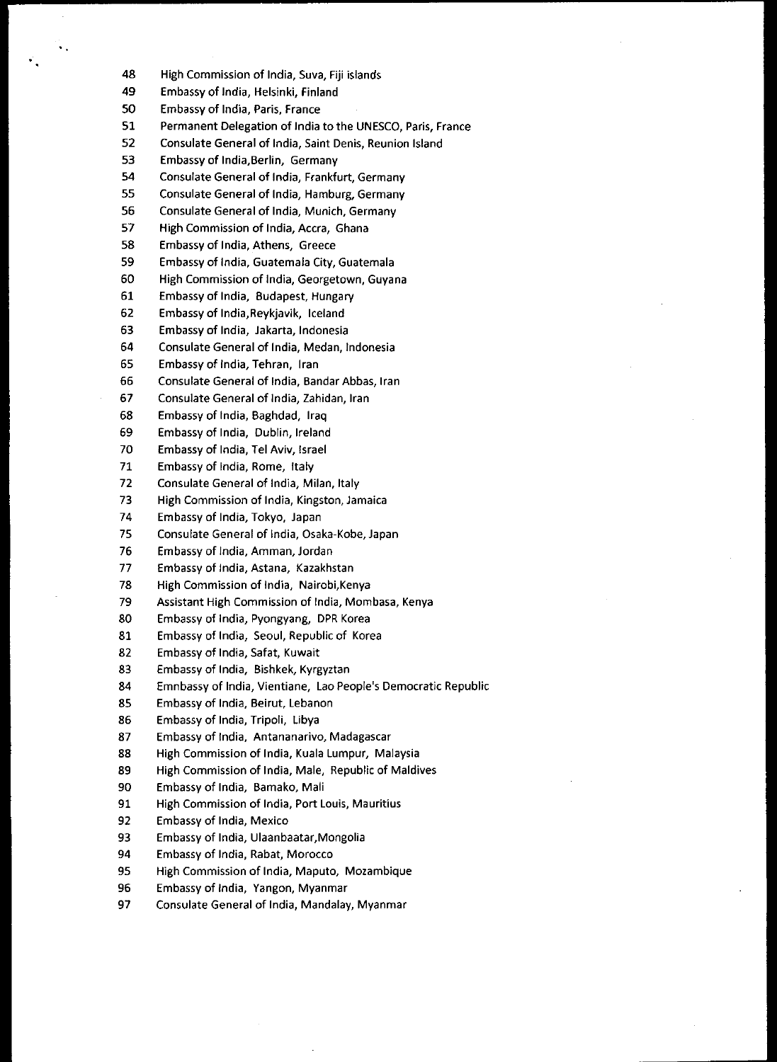48 High Commission of India, Suva, Fiji islands
49 Embassy of India, Helsinki, Finland
50 Embassy of India, Paris, France
51 Permanent Delegation of India to the UNESCO, Paris, France
52 Consulate General of India, Saint Denis, Reunion Island
53 Embassy of India,Berlin, Germany
54 Consulate General of India, Frankfurt, Germany
55 Consulate General of India, Hamburg, Germany
56 Consulate General of India, Munich, Germany
57 High Commission of India, Accra, Ghana
58 Embassy of India, Athens, Greece
59 Embassy of India, Guatemala City, Guatemala
60 High Commission of India, Georgetown, Guyana
61 Embassy of India, Budapest, Hungary
62 Embassy of India,Reykjavik, Iceland
63 Embassy of India, Jakarta, Indonesia
64 Consulate General of India, Medan, Indonesia
65 Embassy of India, Tehran, Iran
66 Consulate General of India, Bandar Abbas, Iran
67 Consulate General of India, Zahidan, Iran
68 Embassy of India, Baghdad, Iraq
69 Embassy of India, Dublin, Ireland
70 Embassy of India, Tel Aviv, Israel
71 Embassy of India, Rome, Italy
72 Consulate General of India, Milan, Italy
73 High Commission of India, Kingston, Jamaica
74 Embassy of India, Tokyo, Japan
75 Consulate General of India, Osaka-Kobe, Japan
76 Embassy of India, Amman, Jordan
77 Embassy of India, Astana, Kazakhstan
78 High Commission of India, Nairobi,Kenya
79 Assistant High Commission of India, Mombasa, Kenya
80 Embassy of India, Pyongyang, DPR Korea
81 Embassy of India, Seoul, Republic of Korea
82 Embassy of India, Safat, Kuwait
83 Embassy of India, Bishkek, Kyrgyztan
84 Emnbassy of India, Vientiane, Lao People's Democratic Republic
85 Embassy of India, Beirut, Lebanon
86 Embassy of India, Tripoli, Libya
87 Embassy of India, Antananarivo, Madagascar
88 High Commission of India, Kuala Lumpur, Malaysia
89 High Commission of India, Male, Republic of Maldives
90 Embassy of India, Bamako, Mali
91 High Commission of India, Port Louis, Mauritius
92 Embassy of India, Mexico
93 Embassy of India, Ulaanbaatar,Mongolia
94 Embassy of India, Rabat, Morocco
95 High Commission of India, Maputo, Mozambique
96 Embassy of India, Yangon, Myanmar
97 Consulate General of India, Mandalay, Myanmar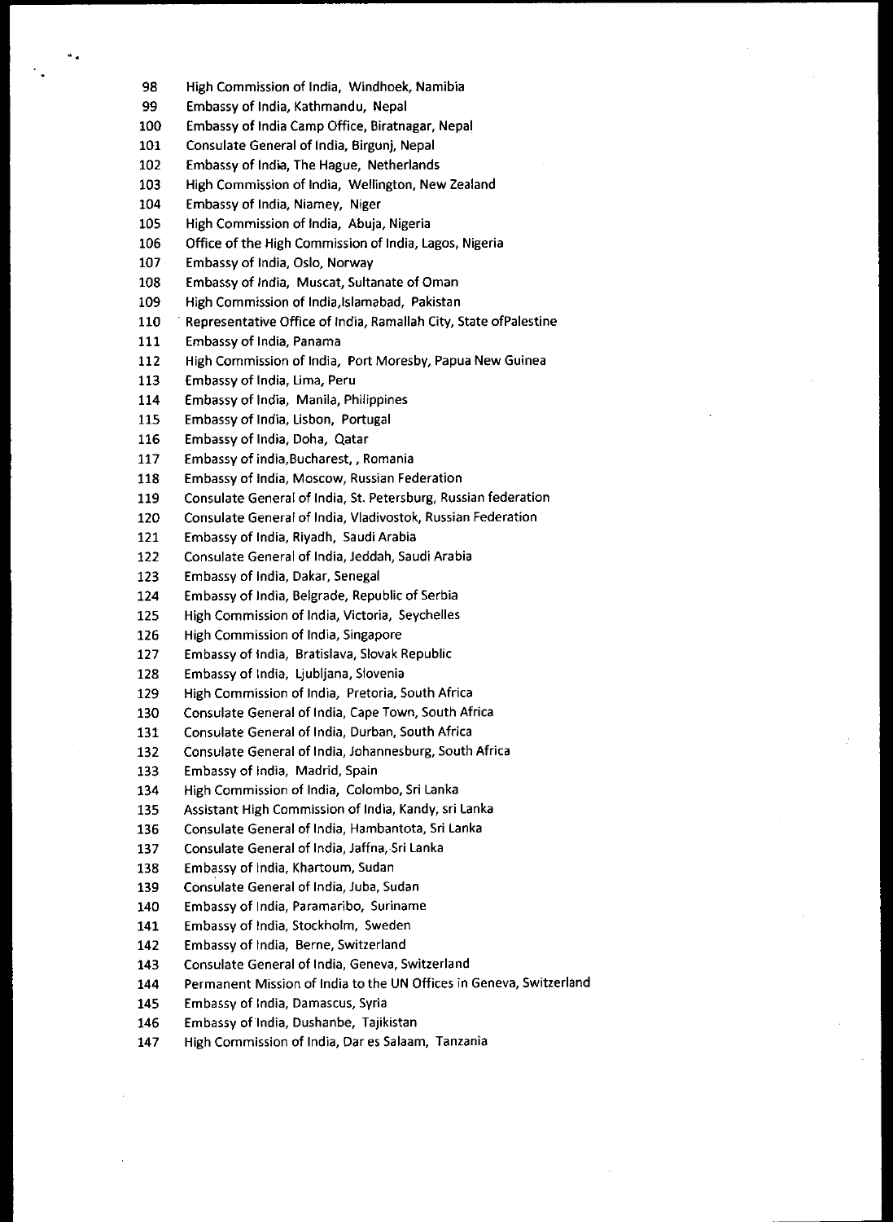98 High Commission of India, Windhoek, Namibia
99 Embassy of India, Kathmandu, Nepal
100 Embassy of India Camp Office, Biratnagar, Nepal
101 Consulate General of India, Birgunj, Nepal
102 Embassy of India, The Hague, Netherlands
103 High Commission of India, Wellington, New Zealand
104 Embassy of India, Niamey, Niger
105 High Commission of India, Abuja, Nigeria
106 Office of the High Commission of India, Lagos, Nigeria
107 Embassy of India, Oslo, Norway
108 Embassy of India, Muscat, Sultanate of Oman
109 High Commission of India,Islamabad, Pakistan
110 Representative Office of India, Ramallah City, State ofPalestine
111 Embassy of India, Panama
112 High Commission of India, Port Moresby, Papua New Guinea
113 Embassy of India, Lima, Peru
114 Embassy of India, Manila, Philippines
115 Embassy of India, Lisbon, Portugal
116 Embassy of India, Doha, Qatar
117 Embassy of india,Bucharest, , Romania
118 Embassy of India, Moscow, Russian Federation
119 Consulate General of India, St. Petersburg, Russian federation
120 Consulate General of India, Vladivostok, Russian Federation
121 Embassy of India, Riyadh, Saudi Arabia
122 Consulate General of India, Jeddah, Saudi Arabia
123 Embassy of India, Dakar, Senegal
124 Embassy of India, Belgrade, Republic of Serbia
125 High Commission of India, Victoria, Seychelles
126 High Commission of India, Singapore
127 Embassy of India, Bratislava, Slovak Republic
128 Embassy of India, Ljubljana, Slovenia
129 High Commission of India, Pretoria, South Africa
130 Consulate General of India, Cape Town, South Africa
131 Consulate General of India, Durban, South Africa
132 Consulate General of India, Johannesburg, South Africa
133 Embassy of India, Madrid, Spain
134 High Commission of India, Colombo, Sri Lanka
135 Assistant High Commission of India, Kandy, sri Lanka
136 Consulate General of India, Hambantota, Sri Lanka
137 Consulate General of India, Jaffna, Sri Lanka
138 Embassy of India, Khartoum, Sudan
139 Consulate General of India, Juba, Sudan
140 Embassy of India, Paramaribo, Suriname
141 Embassy of India, Stockholm, Sweden
142 Embassy of India, Berne, Switzerland
143 Consulate General of India, Geneva, Switzerland
144 Permanent Mission of India to the UN Offices in Geneva, Switzerland
145 Embassy of India, Damascus, Syria
146 Embassy of India, Dushanbe, Tajikistan
147 High Commission of India, Dar es Salaam, Tanzania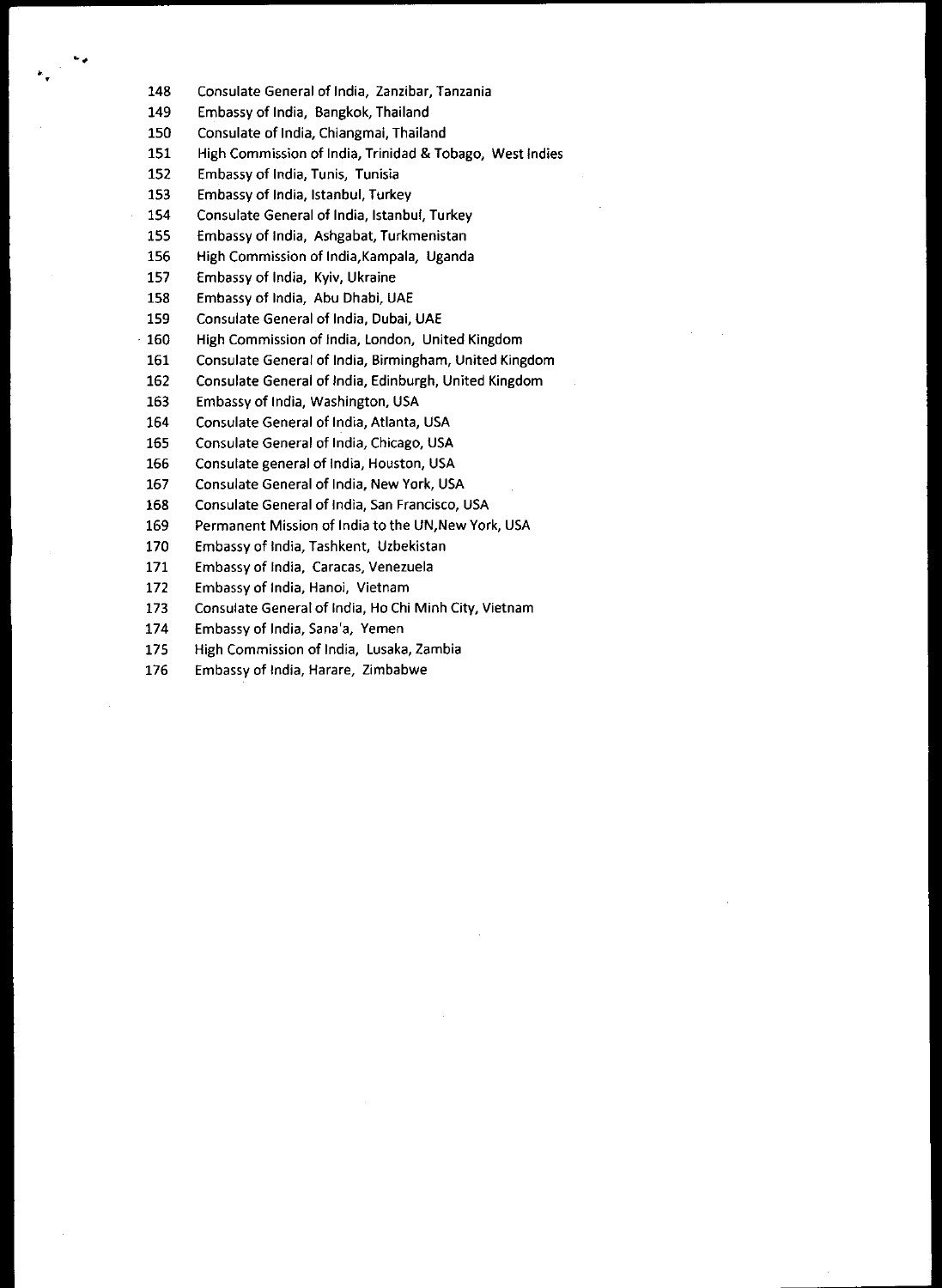148 Consulate General of India, Zanzibar, Tanzania
149 Embassy of India, Bangkok, Thailand
150 Consulate of India, Chiangmai, Thailand
151 High Commission of India, Trinidad & Tobago, West Indies
152 Embassy of India, Tunis, Tunisia
153 Embassy of India, Istanbul, Turkey
154 Consulate General of India, Istanbul, Turkey
155 Embassy of India, Ashgabat, Turkmenistan
156 High Commission of India,Kampala, Uganda
157 Embassy of India, Kyiv, Ukraine
158 Embassy of India, Abu Dhabi, UAE
159 Consulate General of India, Dubai, UAE
160 High Commission of India, London, United Kingdom
161 Consulate General of India, Birmingham, United Kingdom
162 Consulate General of India, Edinburgh, United Kingdom
163 Embassy of India, Washington, USA
164 Consulate General of India, Atlanta, USA
165 Consulate General of India, Chicago, USA
166 Consulate general of India, Houston, USA
167 Consulate General of India, New York, USA
168 Consulate General of India, San Francisco, USA
169 Permanent Mission of India to the UN,New York, USA
170 Embassy of India, Tashkent, Uzbekistan
171 Embassy of India, Caracas, Venezuela
172 Embassy of India, Hanoi, Vietnam
173 Consulate General of India, Ho Chi Minh City, Vietnam
174 Embassy of India, Sana'a, Yemen
175 High Commission of India, Lusaka, Zambia
176 Embassy of India, Harare, Zimbabwe